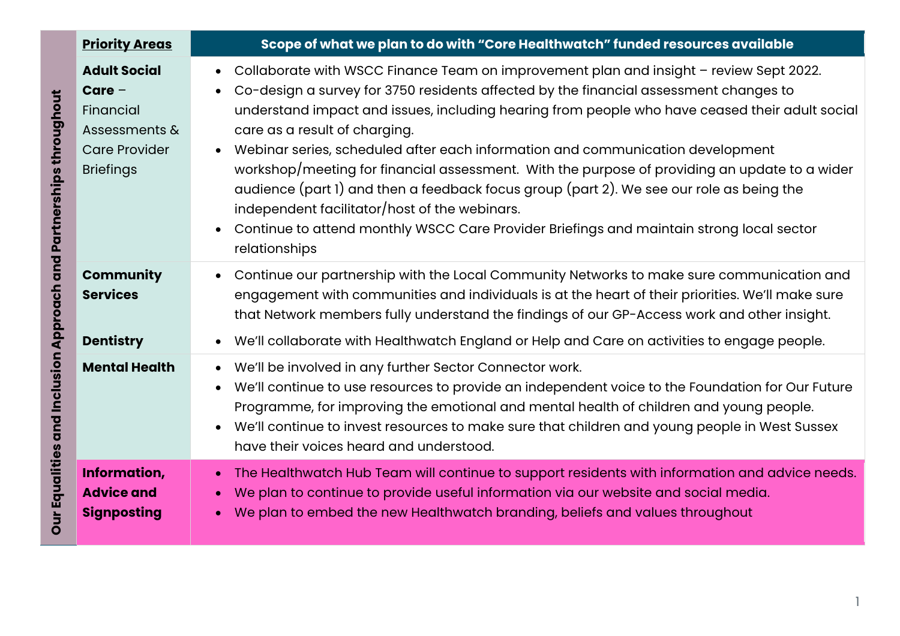| Our Equalities and Inclusion Approach and Partnerships throughout | Priority Areas | Scope of what we plan to do with "Core Healthwatch" funded resources available |
|---|---|---|
| | **Adult Social Care** – Financial Assessments & Care Provider Briefings | • Collaborate with WSCC Finance Team on improvement plan and insight – review Sept 2022.<br>• Co-design a survey for 3750 residents affected by the financial assessment changes to understand impact and issues, including hearing from people who have ceased their adult social care as a result of charging.<br>• Webinar series, scheduled after each information and communication development workshop/meeting for financial assessment. With the purpose of providing an update to a wider audience (part 1) and then a feedback focus group (part 2). We see our role as being the independent facilitator/host of the webinars.<br>• Continue to attend monthly WSCC Care Provider Briefings and maintain strong local sector relationships |
| | **Community Services** | • Continue our partnership with the Local Community Networks to make sure communication and engagement with communities and individuals is at the heart of their priorities. We'll make sure that Network members fully understand the findings of our GP-Access work and other insight. |
| | **Dentistry** | • We'll collaborate with Healthwatch England or Help and Care on activities to engage people. |
| | **Mental Health** | • We'll be involved in any further Sector Connector work.<br>• We'll continue to use resources to provide an independent voice to the Foundation for Our Future Programme, for improving the emotional and mental health of children and young people.<br>• We'll continue to invest resources to make sure that children and young people in West Sussex have their voices heard and understood. |
| | **Information, Advice and Signposting** | • The Healthwatch Hub Team will continue to support residents with information and advice needs.<br>• We plan to continue to provide useful information via our website and social media.<br>• We plan to embed the new Healthwatch branding, beliefs and values throughout |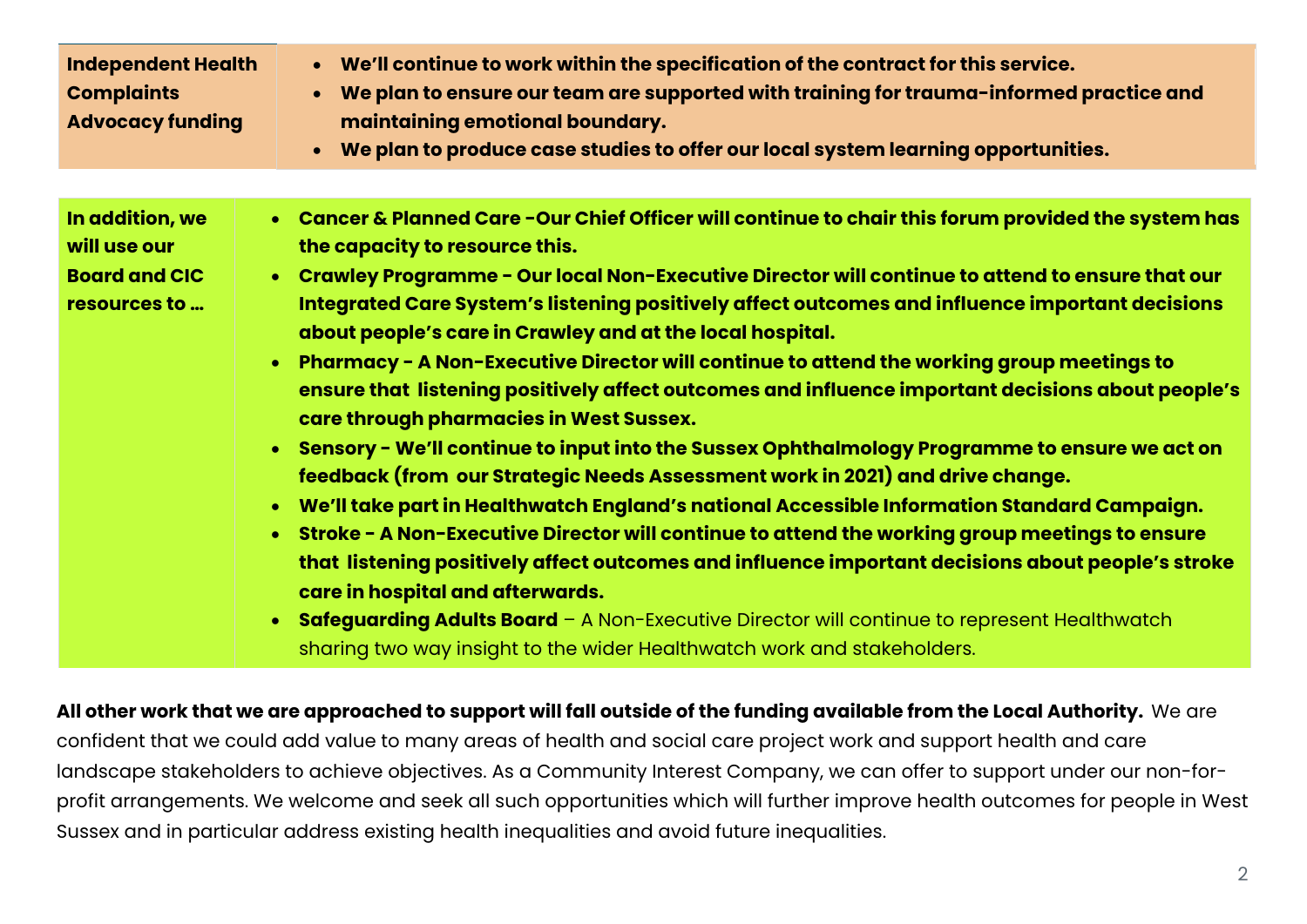| | |
|---|---|
| **Independent Health Complaints Advocacy funding** | • **We'll continue to work within the specification of the contract for this service.**<br>• **We plan to ensure our team are supported with training for trauma-informed practice and maintaining emotional boundary.**<br>• **We plan to produce case studies to offer our local system learning opportunities.** |

| | |
|---|---|
| **In addition, we will use our Board and CIC resources to …** | • **Cancer & Planned Care -Our Chief Officer will continue to chair this forum provided the system has the capacity to resource this.**<br>• **Crawley Programme - Our local Non-Executive Director will continue to attend to ensure that our Integrated Care System's listening positively affect outcomes and influence important decisions about people's care in Crawley and at the local hospital.**<br>• **Pharmacy - A Non-Executive Director will continue to attend the working group meetings to ensure that listening positively affect outcomes and influence important decisions about people's care through pharmacies in West Sussex.**<br>• **Sensory - We'll continue to input into the Sussex Ophthalmology Programme to ensure we act on feedback (from our Strategic Needs Assessment work in 2021) and drive change.**<br>• **We'll take part in Healthwatch England's national Accessible Information Standard Campaign.**<br>• **Stroke - A Non-Executive Director will continue to attend the working group meetings to ensure that listening positively affect outcomes and influence important decisions about people's stroke care in hospital and afterwards.**<br>• **Safeguarding Adults Board** – A Non-Executive Director will continue to represent Healthwatch sharing two way insight to the wider Healthwatch work and stakeholders. |

**All other work that we are approached to support will fall outside of the funding available from the Local Authority.** We are confident that we could add value to many areas of health and social care project work and support health and care landscape stakeholders to achieve objectives. As a Community Interest Company, we can offer to support under our non-for-profit arrangements. We welcome and seek all such opportunities which will further improve health outcomes for people in West Sussex and in particular address existing health inequalities and avoid future inequalities.